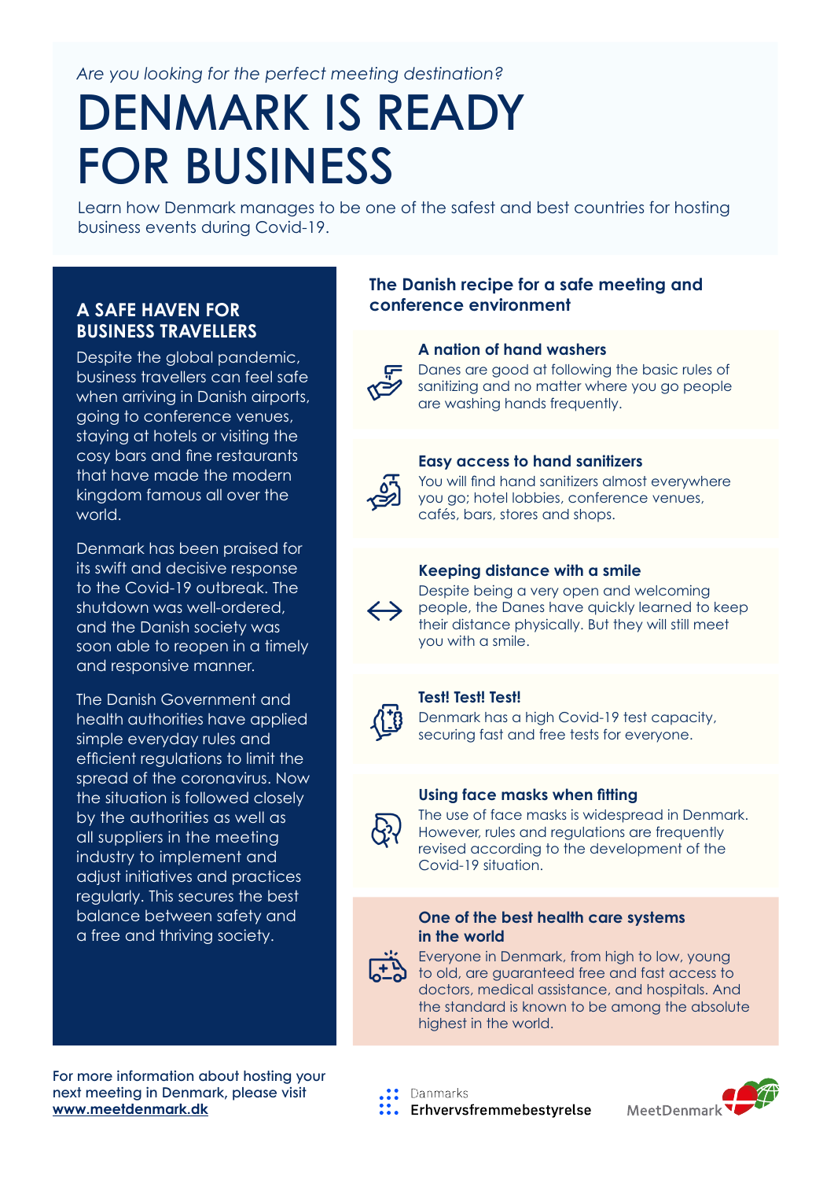*Are you looking for the perfect meeting destination?*

# DENMARK IS READY FOR BUSINESS

Learn how Denmark manages to be one of the safest and best countries for hosting business events during Covid-19.

## A SAFE HAVEN FOR BUSINESS TRAVELLERS

Despite the global pandemic, business travellers can feel safe when arriving in Danish airports, going to conference venues, staying at hotels or visiting the cosy bars and fine restaurants that have made the modern kingdom famous all over the world.

Denmark has been praised for its swift and decisive response to the Covid-19 outbreak. The shutdown was well-ordered, and the Danish society was soon able to reopen in a timely and responsive manner.

The Danish Government and health authorities have applied simple everyday rules and efficient regulations to limit the spread of the coronavirus. Now the situation is followed closely by the authorities as well as all suppliers in the meeting industry to implement and adjust initiatives and practices regularly. This secures the best balance between safety and a free and thriving society.

## The Danish recipe for a safe meeting and conference environment

### A nation of hand washers

Danes are good at following the basic rules of sanitizing and no matter where you go people are washing hands frequently.

### Easy access to hand sanitizers

You will find hand sanitizers almost everywhere you go; hotel lobbies, conference venues, cafés, bars, stores and shops.

### Keeping distance with a smile

Despite being a very open and welcoming people, the Danes have quickly learned to keep their distance physically. But they will still meet you with a smile.

### Test! Test! Test!

Denmark has a high Covid-19 test capacity, securing fast and free tests for everyone.

### Using face masks when fitting

The use of face masks is widespread in Denmark. However, rules and regulations are frequently revised according to the development of the Covid-19 situation.

### One of the best health care systems in the world

Everyone in Denmark, from high to low, young to old, are guaranteed free and fast access to doctors, medical assistance, and hospitals. And the standard is known to be among the absolute highest in the world.

For more information about hosting your next meeting in Denmark, please visit **www.meetdenmark.dk**

Danmarks Erhvervsfremmebestyrelse

MeetDenmark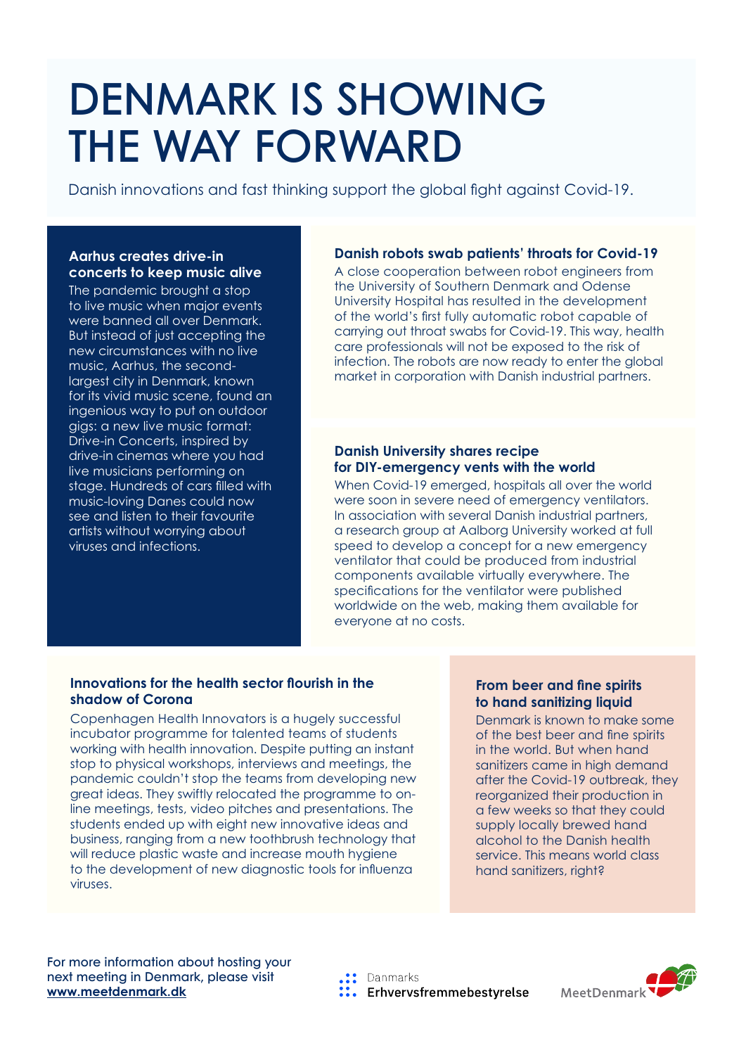# DENMARK IS SHOWING THE WAY FORWARD

Danish innovations and fast thinking support the global fight against Covid-19.

### Aarhus creates drive-in concerts to keep music alive

The pandemic brought a stop to live music when major events were banned all over Denmark. But instead of just accepting the new circumstances with no live music, Aarhus, the second-largest city in Denmark, known for its vivid music scene, found an ingenious way to put on outdoor gigs: a new live music format: Drive-in Concerts, inspired by drive-in cinemas where you had live musicians performing on stage. Hundreds of cars filled with music-loving Danes could now see and listen to their favourite artists without worrying about viruses and infections.

### Danish robots swab patients' throats for Covid-19

A close cooperation between robot engineers from the University of Southern Denmark and Odense University Hospital has resulted in the development of the world's first fully automatic robot capable of carrying out throat swabs for Covid-19. This way, health care professionals will not be exposed to the risk of infection. The robots are now ready to enter the global market in corporation with Danish industrial partners.

### Danish University shares recipe for DIY-emergency vents with the world

When Covid-19 emerged, hospitals all over the world were soon in severe need of emergency ventilators. In association with several Danish industrial partners, a research group at Aalborg University worked at full speed to develop a concept for a new emergency ventilator that could be produced from industrial components available virtually everywhere. The specifications for the ventilator were published worldwide on the web, making them available for everyone at no costs.

### Innovations for the health sector flourish in the shadow of Corona

Copenhagen Health Innovators is a hugely successful incubator programme for talented teams of students working with health innovation. Despite putting an instant stop to physical workshops, interviews and meetings, the pandemic couldn't stop the teams from developing new great ideas. They swiftly relocated the programme to on-line meetings, tests, video pitches and presentations. The students ended up with eight new innovative ideas and business, ranging from a new toothbrush technology that will reduce plastic waste and increase mouth hygiene to the development of new diagnostic tools for influenza viruses.

### From beer and fine spirits to hand sanitizing liquid

Denmark is known to make some of the best beer and fine spirits in the world. But when hand sanitizers came in high demand after the Covid-19 outbreak, they reorganized their production in a few weeks so that they could supply locally brewed hand alcohol to the Danish health service. This means world class hand sanitizers, right?

For more information about hosting your next meeting in Denmark, please visit **[www.meetdenmark.dk](http://www.meetdenmark.dk)**

Danmarks Erhvervsfremmebestyrelse

MeetDenmark